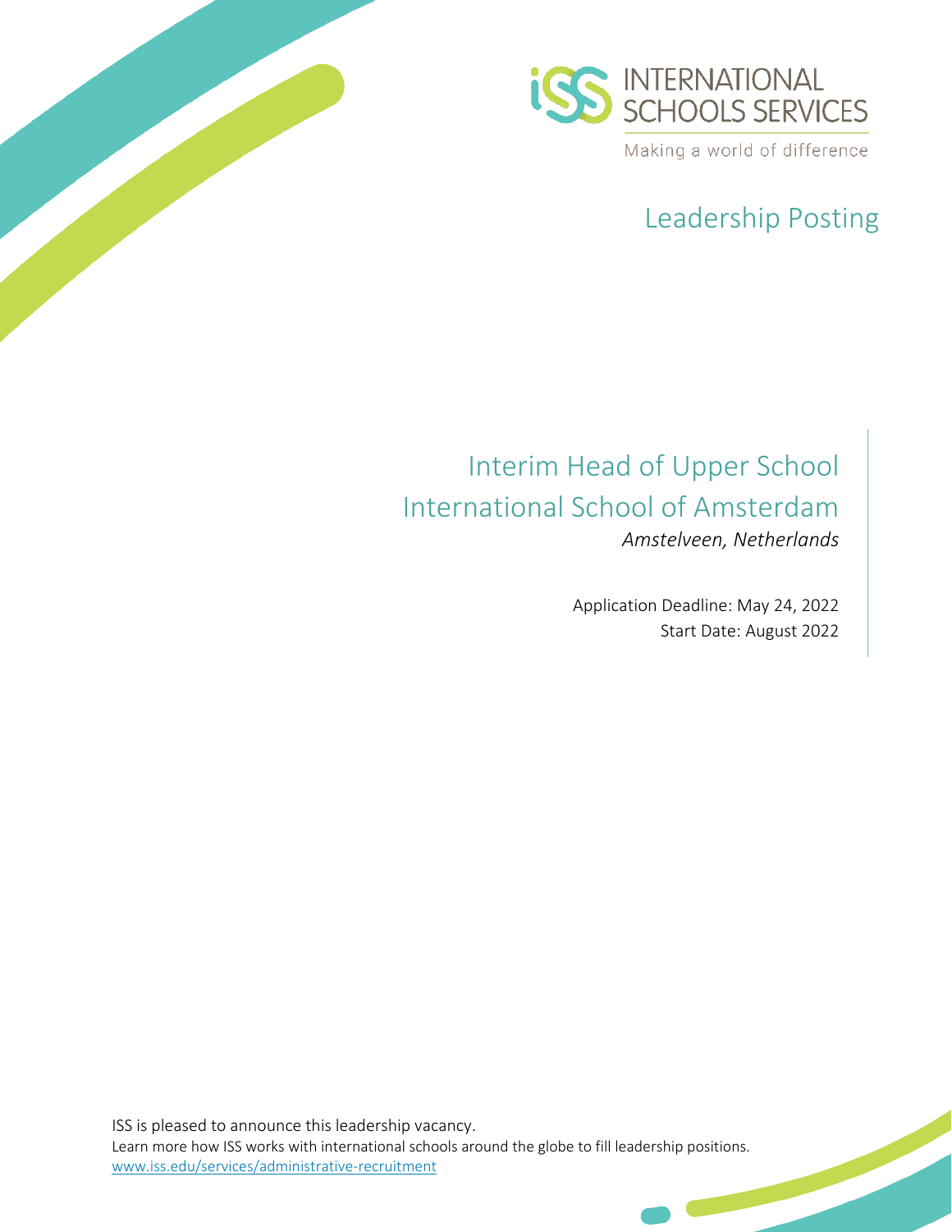INTERNATIONAL SCHOOLS SERVICES

Making a world of difference

## Leadership Posting

# Interim Head of Upper School
# International School of Amsterdam

*Amstelveen, Netherlands*

Application Deadline: May 24, 2022
Start Date: August 2022

ISS is pleased to announce this leadership vacancy.
Learn more how ISS works with international schools around the globe to fill leadership positions.
www.iss.edu/services/administrative-recruitment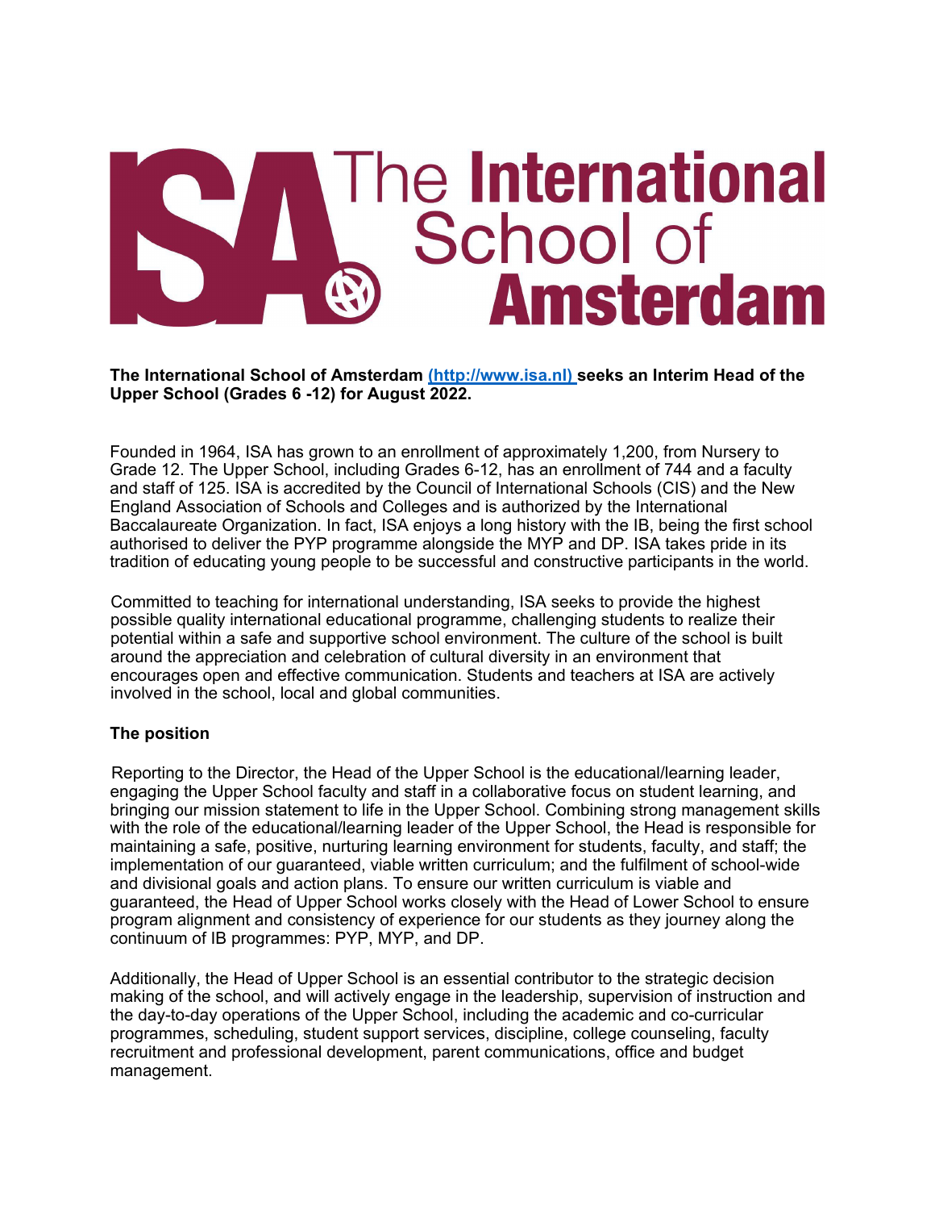# The International School of Amsterdam

**The International School of Amsterdam [(http://www.isa.nl)](http://www.isa.nl) seeks an Interim Head of the Upper School (Grades 6 -12) for August 2022.**

Founded in 1964, ISA has grown to an enrollment of approximately 1,200, from Nursery to Grade 12. The Upper School, including Grades 6-12, has an enrollment of 744 and a faculty and staff of 125. ISA is accredited by the Council of International Schools (CIS) and the New England Association of Schools and Colleges and is authorized by the International Baccalaureate Organization. In fact, ISA enjoys a long history with the IB, being the first school authorised to deliver the PYP programme alongside the MYP and DP. ISA takes pride in its tradition of educating young people to be successful and constructive participants in the world.

Committed to teaching for international understanding, ISA seeks to provide the highest possible quality international educational programme, challenging students to realize their potential within a safe and supportive school environment. The culture of the school is built around the appreciation and celebration of cultural diversity in an environment that encourages open and effective communication. Students and teachers at ISA are actively involved in the school, local and global communities.

### The position

Reporting to the Director, the Head of the Upper School is the educational/learning leader, engaging the Upper School faculty and staff in a collaborative focus on student learning, and bringing our mission statement to life in the Upper School. Combining strong management skills with the role of the educational/learning leader of the Upper School, the Head is responsible for maintaining a safe, positive, nurturing learning environment for students, faculty, and staff; the implementation of our guaranteed, viable written curriculum; and the fulfilment of school-wide and divisional goals and action plans. To ensure our written curriculum is viable and guaranteed, the Head of Upper School works closely with the Head of Lower School to ensure program alignment and consistency of experience for our students as they journey along the continuum of IB programmes: PYP, MYP, and DP.

Additionally, the Head of Upper School is an essential contributor to the strategic decision making of the school, and will actively engage in the leadership, supervision of instruction and the day-to-day operations of the Upper School, including the academic and co-curricular programmes, scheduling, student support services, discipline, college counseling, faculty recruitment and professional development, parent communications, office and budget management.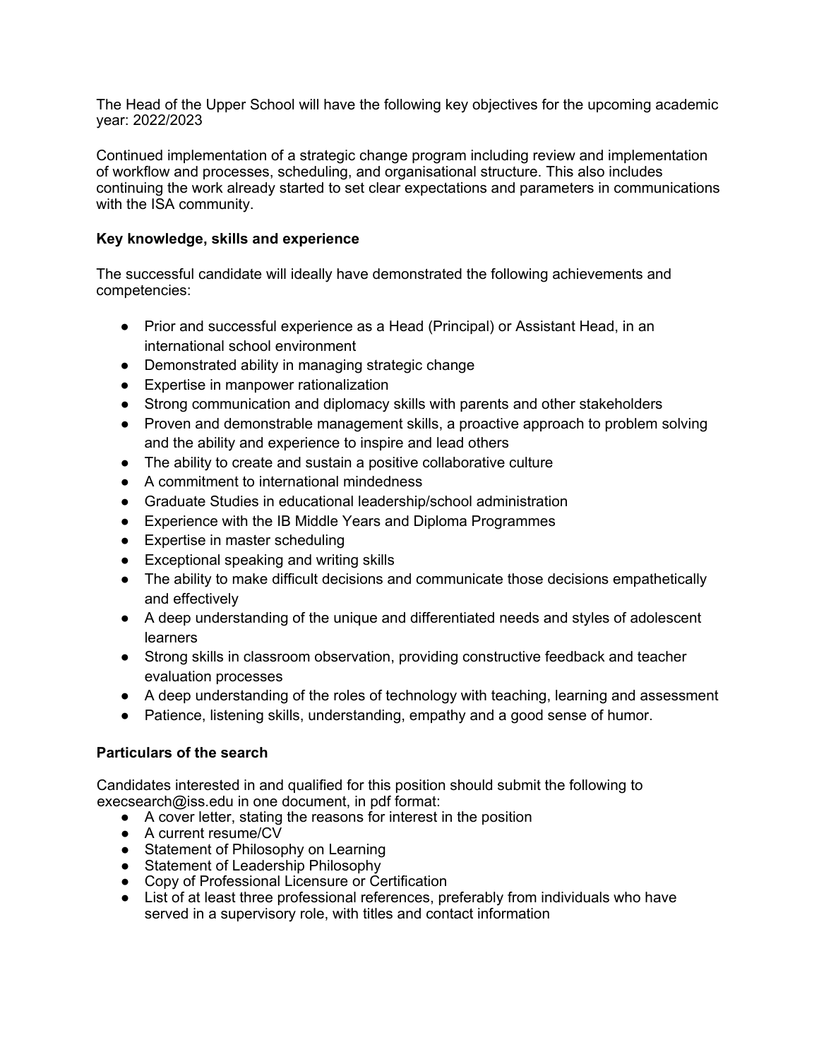The Head of the Upper School will have the following key objectives for the upcoming academic year: 2022/2023

Continued implementation of a strategic change program including review and implementation of workflow and processes, scheduling, and organisational structure. This also includes continuing the work already started to set clear expectations and parameters in communications with the ISA community.

**Key knowledge, skills and experience**

The successful candidate will ideally have demonstrated the following achievements and competencies:

- Prior and successful experience as a Head (Principal) or Assistant Head, in an international school environment
- Demonstrated ability in managing strategic change
- Expertise in manpower rationalization
- Strong communication and diplomacy skills with parents and other stakeholders
- Proven and demonstrable management skills, a proactive approach to problem solving and the ability and experience to inspire and lead others
- The ability to create and sustain a positive collaborative culture
- A commitment to international mindedness
- Graduate Studies in educational leadership/school administration
- Experience with the IB Middle Years and Diploma Programmes
- Expertise in master scheduling
- Exceptional speaking and writing skills
- The ability to make difficult decisions and communicate those decisions empathetically and effectively
- A deep understanding of the unique and differentiated needs and styles of adolescent learners
- Strong skills in classroom observation, providing constructive feedback and teacher evaluation processes
- A deep understanding of the roles of technology with teaching, learning and assessment
- Patience, listening skills, understanding, empathy and a good sense of humor.

**Particulars of the search**

Candidates interested in and qualified for this position should submit the following to execsearch@iss.edu in one document, in pdf format:

- A cover letter, stating the reasons for interest in the position
- A current resume/CV
- Statement of Philosophy on Learning
- Statement of Leadership Philosophy
- Copy of Professional Licensure or Certification
- List of at least three professional references, preferably from individuals who have served in a supervisory role, with titles and contact information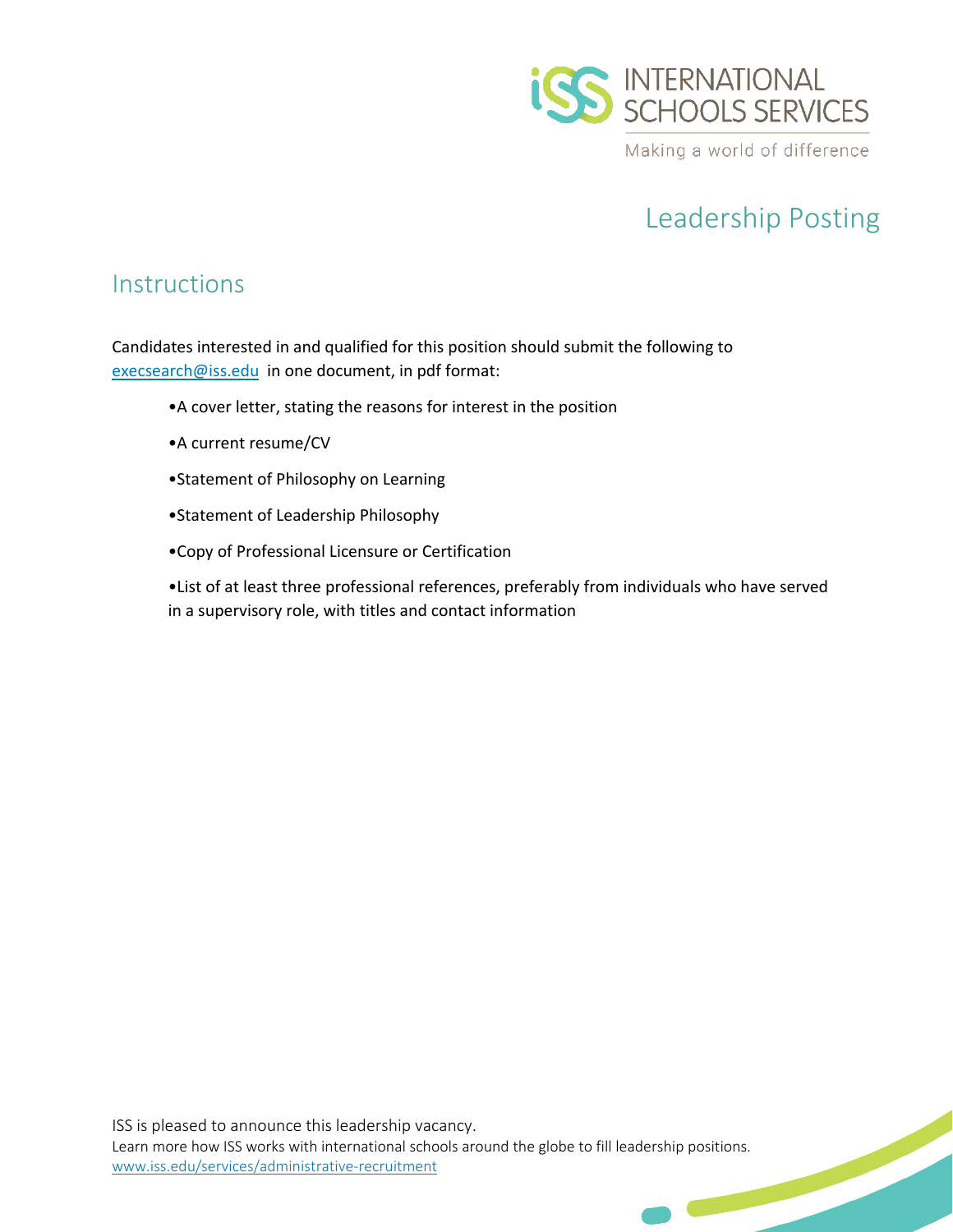INTERNATIONAL SCHOOLS SERVICES

Making a world of difference

# Leadership Posting

## Instructions

Candidates interested in and qualified for this position should submit the following to execsearch@iss.edu in one document, in pdf format:

- A cover letter, stating the reasons for interest in the position
- A current resume/CV
- Statement of Philosophy on Learning
- Statement of Leadership Philosophy
- Copy of Professional Licensure or Certification
- List of at least three professional references, preferably from individuals who have served in a supervisory role, with titles and contact information

ISS is pleased to announce this leadership vacancy.

Learn more how ISS works with international schools around the globe to fill leadership positions.

www.iss.edu/services/administrative-recruitment